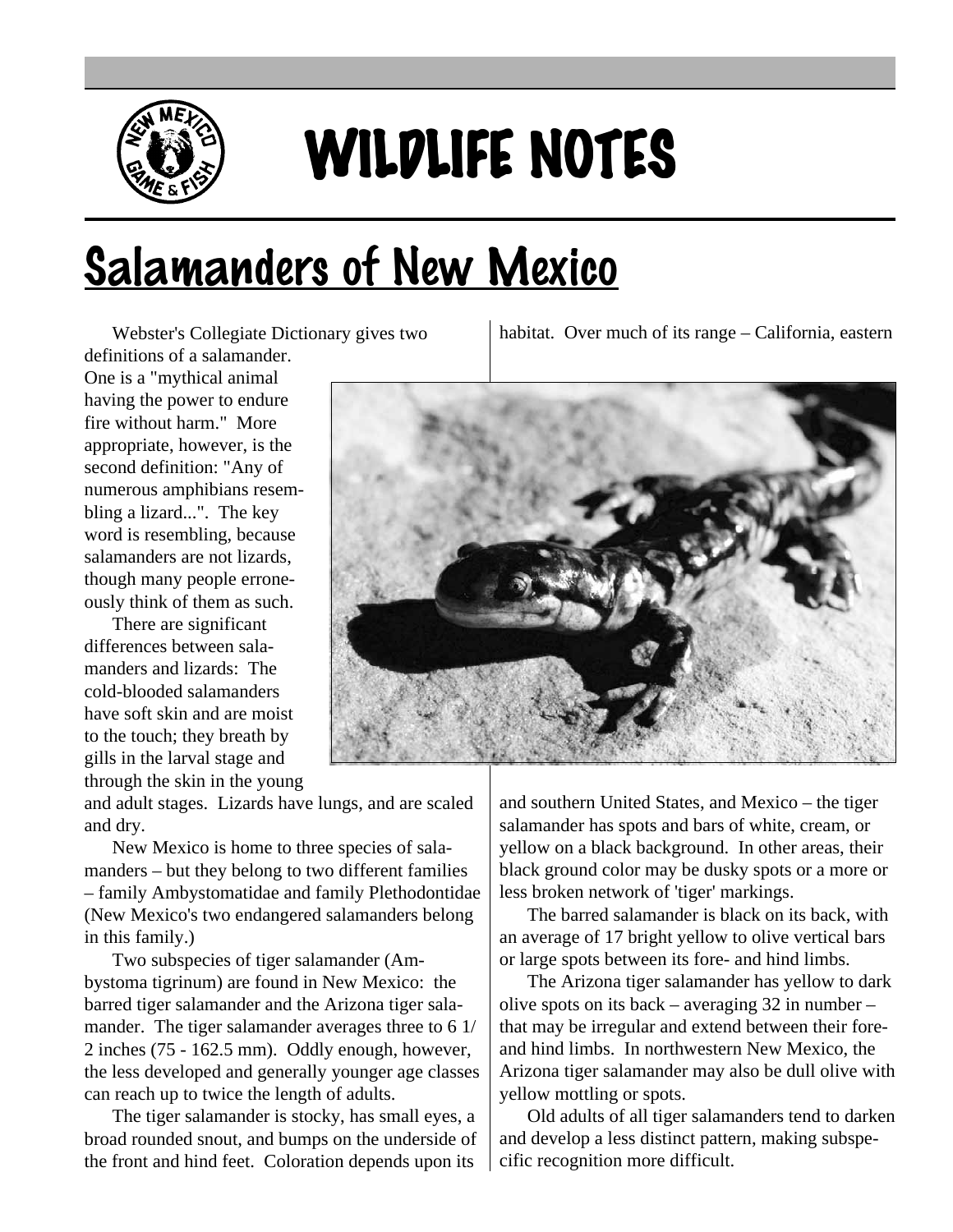# WILDLIFE NOTES

# Salamanders of New Mexico

Webster's Collegiate Dictionary gives two definitions of a salamander. One is a "mythical animal having the power to endure fire without harm." More appropriate, however, is the second definition: "Any of numerous amphibians resembling a lizard...". The key word is resembling, because salamanders are not lizards, though many people erroneously think of them as such.

There are significant differences between salamanders and lizards: The cold-blooded salamanders have soft skin and are moist to the touch; they breath by gills in the larval stage and through the skin in the young and adult stages. Lizards have lungs, and are scaled and dry.

New Mexico is home to three species of salamanders – but they belong to two different families – family Ambystomatidae and family Plethodontidae (New Mexico's two endangered salamanders belong in this family.)

Two subspecies of tiger salamander (Ambystoma tigrinum) are found in New Mexico: the barred tiger salamander and the Arizona tiger salamander. The tiger salamander averages three to 6 1/2 inches (75 - 162.5 mm). Oddly enough, however, the less developed and generally younger age classes can reach up to twice the length of adults.

The tiger salamander is stocky, has small eyes, a broad rounded snout, and bumps on the underside of the front and hind feet. Coloration depends upon its habitat. Over much of its range – California, eastern and southern United States, and Mexico – the tiger salamander has spots and bars of white, cream, or yellow on a black background. In other areas, their black ground color may be dusky spots or a more or less broken network of 'tiger' markings.

The barred salamander is black on its back, with an average of 17 bright yellow to olive vertical bars or large spots between its fore- and hind limbs.

The Arizona tiger salamander has yellow to dark olive spots on its back – averaging 32 in number – that may be irregular and extend between their fore- and hind limbs. In northwestern New Mexico, the Arizona tiger salamander may also be dull olive with yellow mottling or spots.

Old adults of all tiger salamanders tend to darken and develop a less distinct pattern, making subspecific recognition more difficult.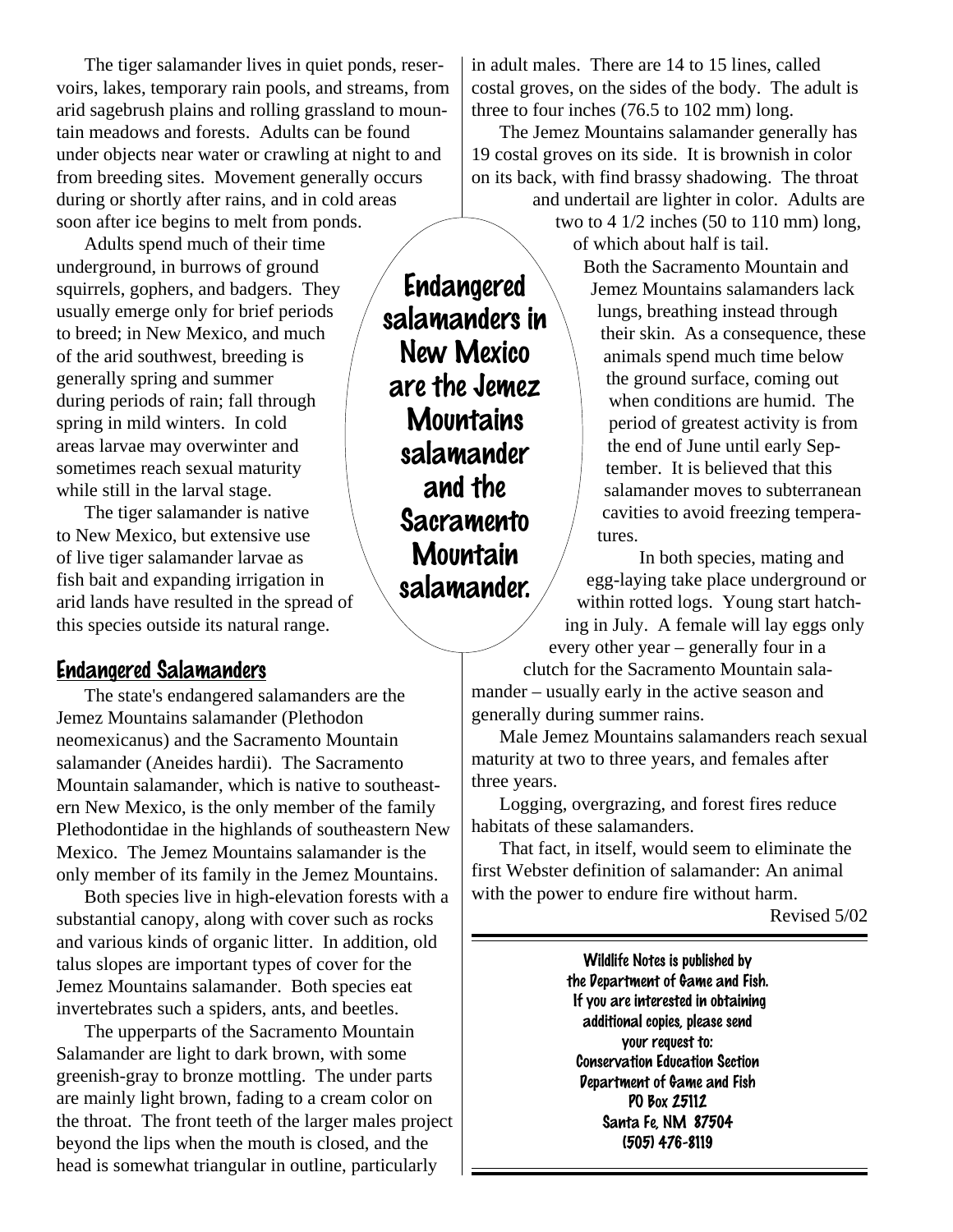The tiger salamander lives in quiet ponds, reservoirs, lakes, temporary rain pools, and streams, from arid sagebrush plains and rolling grassland to mountain meadows and forests. Adults can be found under objects near water or crawling at night to and from breeding sites. Movement generally occurs during or shortly after rains, and in cold areas soon after ice begins to melt from ponds.

Adults spend much of their time underground, in burrows of ground squirrels, gophers, and badgers. They usually emerge only for brief periods to breed; in New Mexico, and much of the arid southwest, breeding is generally spring and summer during periods of rain; fall through spring in mild winters. In cold areas larvae may overwinter and sometimes reach sexual maturity while still in the larval stage.

The tiger salamander is native to New Mexico, but extensive use of live tiger salamander larvae as fish bait and expanding irrigation in arid lands have resulted in the spread of this species outside its natural range.

## Endangered Salamanders

The state's endangered salamanders are the Jemez Mountains salamander (Plethodon neomexicanus) and the Sacramento Mountain salamander (Aneides hardii). The Sacramento Mountain salamander, which is native to southeastern New Mexico, is the only member of the family Plethodontidae in the highlands of southeastern New Mexico. The Jemez Mountains salamander is the only member of its family in the Jemez Mountains.

Both species live in high-elevation forests with a substantial canopy, along with cover such as rocks and various kinds of organic litter. In addition, old talus slopes are important types of cover for the Jemez Mountains salamander. Both species eat invertebrates such a spiders, ants, and beetles.

The upperparts of the Sacramento Mountain Salamander are light to dark brown, with some greenish-gray to bronze mottling. The under parts are mainly light brown, fading to a cream color on the throat. The front teeth of the larger males project beyond the lips when the mouth is closed, and the head is somewhat triangular in outline, particularly in adult males. There are 14 to 15 lines, called costal groves, on the sides of the body. The adult is three to four inches (76.5 to 102 mm) long.

**Endangered salamanders in New Mexico are the Jemez Mountains salamander and the Sacramento Mountain salamander.**

The Jemez Mountains salamander generally has 19 costal groves on its side. It is brownish in color on its back, with find brassy shadowing. The throat and undertail are lighter in color. Adults are two to 4 1/2 inches (50 to 110 mm) long, of which about half is tail.

Both the Sacramento Mountain and Jemez Mountains salamanders lack lungs, breathing instead through their skin. As a consequence, these animals spend much time below the ground surface, coming out when conditions are humid. The period of greatest activity is from the end of June until early September. It is believed that this salamander moves to subterranean cavities to avoid freezing temperatures.

In both species, mating and egg-laying take place underground or within rotted logs. Young start hatching in July. A female will lay eggs only every other year – generally four in a clutch for the Sacramento Mountain salamander – usually early in the active season and generally during summer rains.

Male Jemez Mountains salamanders reach sexual maturity at two to three years, and females after three years.

Logging, overgrazing, and forest fires reduce habitats of these salamanders.

That fact, in itself, would seem to eliminate the first Webster definition of salamander: An animal with the power to endure fire without harm.

Revised 5/02

Wildlife Notes is published by the Department of Game and Fish. If you are interested in obtaining additional copies, please send your request to:
Conservation Education Section
Department of Game and Fish
PO Box 25112
Santa Fe, NM 87504
(505) 476-8119